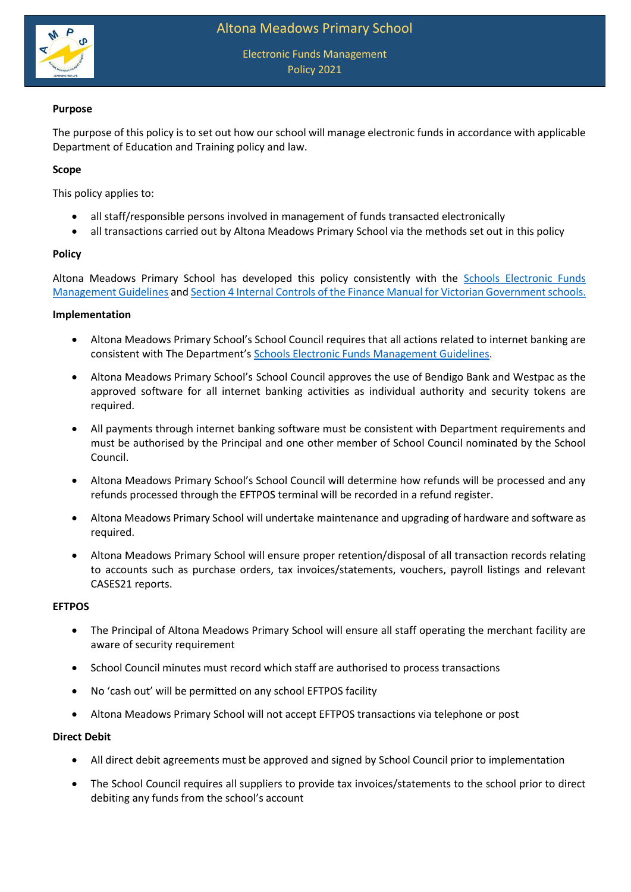# Altona Meadows Primary School

## Electronic Funds Management Policy 2021

**Purpose**

The purpose of this policy is to set out how our school will manage electronic funds in accordance with applicable Department of Education and Training policy and law.

**Scope**

This policy applies to:

- all staff/responsible persons involved in management of funds transacted electronically
- all transactions carried out by Altona Meadows Primary School via the methods set out in this policy

**Policy**

Altona Meadows Primary School has developed this policy consistently with the [Schools Electronic Funds Management Guidelines]() and [Section 4 Internal Controls of the Finance Manual for Victorian Government schools.]()

**Implementation**

- Altona Meadows Primary School's School Council requires that all actions related to internet banking are consistent with The Department's [Schools Electronic Funds Management Guidelines]().
- Altona Meadows Primary School's School Council approves the use of Bendigo Bank and Westpac as the approved software for all internet banking activities as individual authority and security tokens are required.
- All payments through internet banking software must be consistent with Department requirements and must be authorised by the Principal and one other member of School Council nominated by the School Council.
- Altona Meadows Primary School's School Council will determine how refunds will be processed and any refunds processed through the EFTPOS terminal will be recorded in a refund register.
- Altona Meadows Primary School will undertake maintenance and upgrading of hardware and software as required.
- Altona Meadows Primary School will ensure proper retention/disposal of all transaction records relating to accounts such as purchase orders, tax invoices/statements, vouchers, payroll listings and relevant CASES21 reports.

**EFTPOS**

- The Principal of Altona Meadows Primary School will ensure all staff operating the merchant facility are aware of security requirement
- School Council minutes must record which staff are authorised to process transactions
- No 'cash out' will be permitted on any school EFTPOS facility
- Altona Meadows Primary School will not accept EFTPOS transactions via telephone or post

**Direct Debit**

- All direct debit agreements must be approved and signed by School Council prior to implementation
- The School Council requires all suppliers to provide tax invoices/statements to the school prior to direct debiting any funds from the school's account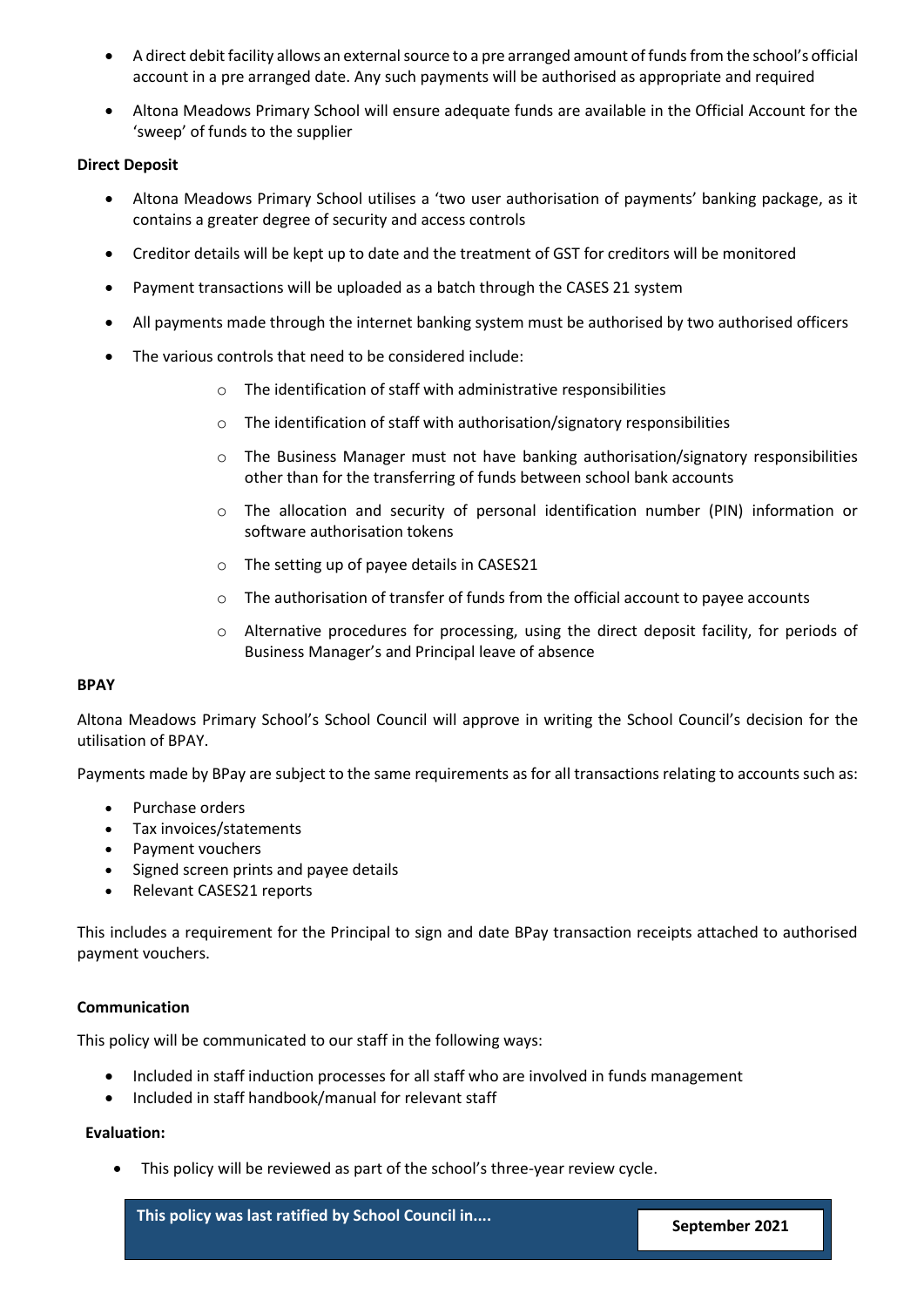- A direct debit facility allows an external source to a pre arranged amount of funds from the school's official account in a pre arranged date. Any such payments will be authorised as appropriate and required
- Altona Meadows Primary School will ensure adequate funds are available in the Official Account for the 'sweep' of funds to the supplier

**Direct Deposit**

- Altona Meadows Primary School utilises a 'two user authorisation of payments' banking package, as it contains a greater degree of security and access controls
- Creditor details will be kept up to date and the treatment of GST for creditors will be monitored
- Payment transactions will be uploaded as a batch through the CASES 21 system
- All payments made through the internet banking system must be authorised by two authorised officers
- The various controls that need to be considered include:
    - The identification of staff with administrative responsibilities
    - The identification of staff with authorisation/signatory responsibilities
    - The Business Manager must not have banking authorisation/signatory responsibilities other than for the transferring of funds between school bank accounts
    - The allocation and security of personal identification number (PIN) information or software authorisation tokens
    - The setting up of payee details in CASES21
    - The authorisation of transfer of funds from the official account to payee accounts
    - Alternative procedures for processing, using the direct deposit facility, for periods of Business Manager's and Principal leave of absence

**BPAY**

Altona Meadows Primary School's School Council will approve in writing the School Council's decision for the utilisation of BPAY.

Payments made by BPay are subject to the same requirements as for all transactions relating to accounts such as:

- Purchase orders
- Tax invoices/statements
- Payment vouchers
- Signed screen prints and payee details
- Relevant CASES21 reports

This includes a requirement for the Principal to sign and date BPay transaction receipts attached to authorised payment vouchers.

**Communication**

This policy will be communicated to our staff in the following ways:

- Included in staff induction processes for all staff who are involved in funds management
- Included in staff handbook/manual for relevant staff

**Evaluation:**

- This policy will be reviewed as part of the school's three-year review cycle.

| | |
|---|---|
| **This policy was last ratified by School Council in....** | **September 2021** |